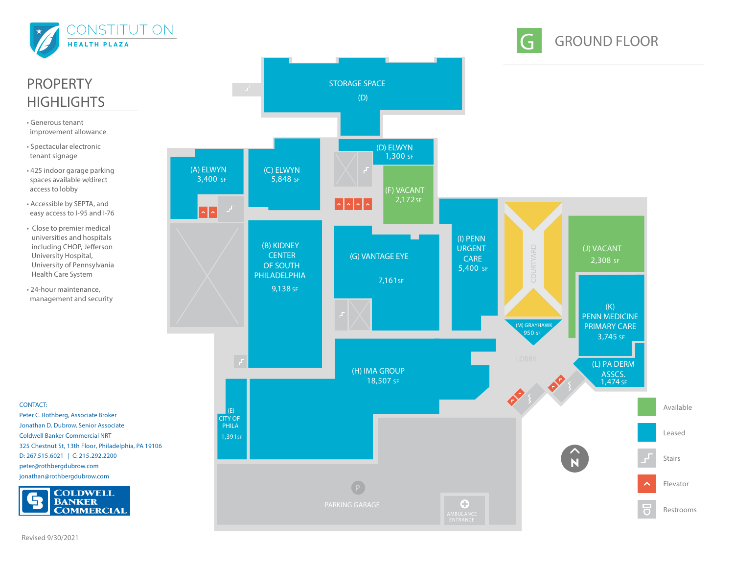# CONSTITUTION HEALTH PLAZA

# G GROUND FLOOR

## PROPERTY HIGHLIGHTS

- Generous tenant improvement allowance
- Spectacular electronic tenant signage
- 425 indoor garage parking spaces available w/direct access to lobby
- Accessible by SEPTA, and easy access to I-95 and I-76
- Close to premier medical universities and hospitals including CHOP, Jefferson University Hospital, University of Pennsylvania Health Care System
- 24-hour maintenance, management and security

STORAGE SPACE (D)

(A) ELWYN 3,400 SF

(C) ELWYN 5,848 SF

(D) ELWYN 1,300 SF

(F) VACANT 2,172 SF

(B) KIDNEY CENTER OF SOUTH PHILADELPHIA 9,138 SF

(G) VANTAGE EYE 7,161 SF

(I) PENN URGENT CARE 5,400 SF

COURTYARD

(J) VACANT 2,308 SF

(K) PENN MEDICINE PRIMARY CARE 3,745 SF

(M) GRAYHAWK 950 SF

LOBBY

(L) PA DERM ASSCS. 1,474 SF

(H) IMA GROUP 18,507 SF

(E) CITY OF PHILA 1,391 SF

PARKING GARAGE

AMBULANCE ENTRANCE

N

- Available
- Leased
- Stairs
- Elevator
- Restrooms

CONTACT:
Peter C. Rothberg, Associate Broker
Jonathan D. Dubrow, Senior Associate
Coldwell Banker Commercial NRT
325 Chestnut St, 13th Floor, Philadelphia, PA 19106
D: 267.515.6021 | C: 215.292.2200
peter@rothbergdubrow.com
jonathan@rothbergdubrow.com

COLDWELL BANKER COMMERCIAL

Revised 9/30/2021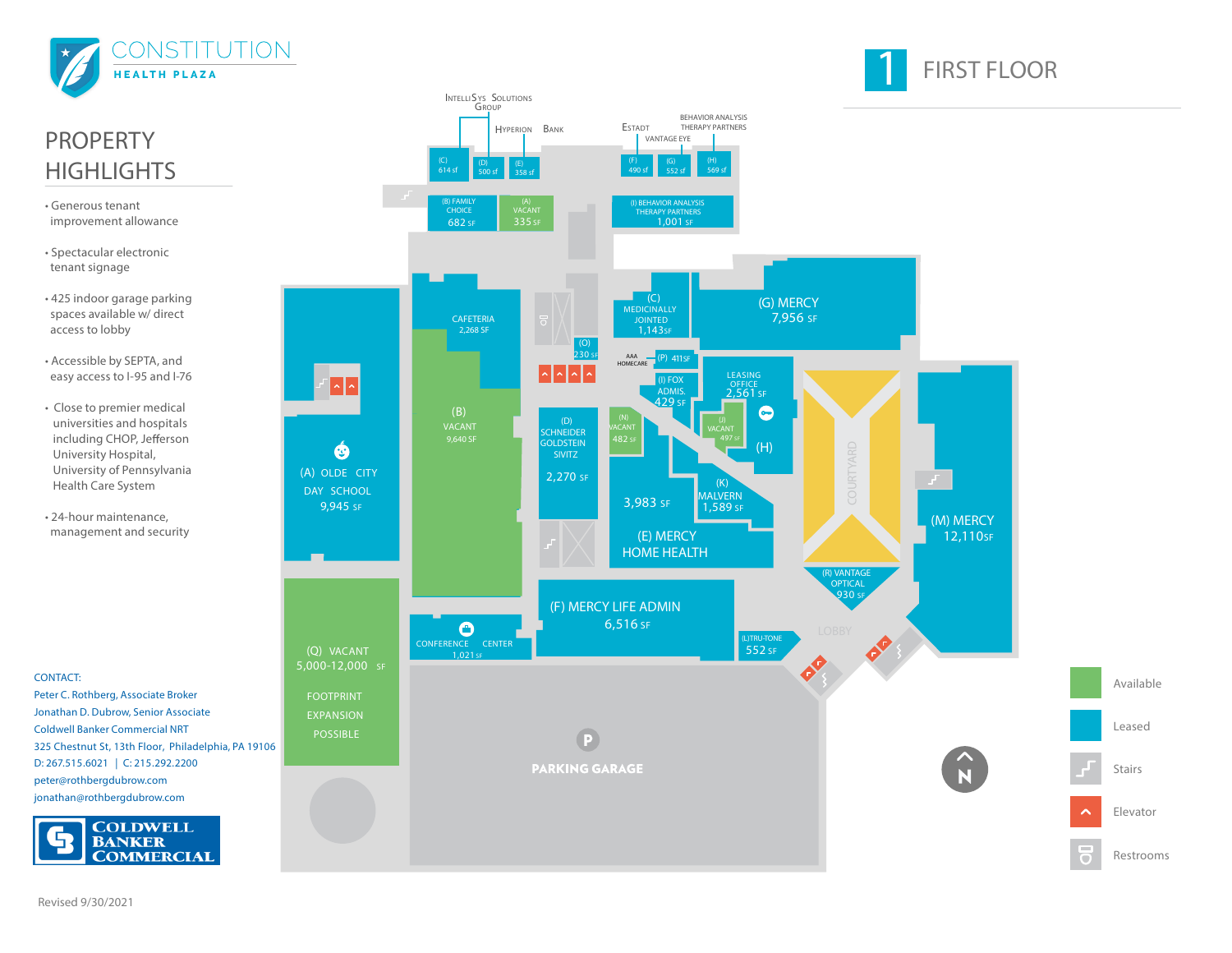# CONSTITUTION HEALTH PLAZA

## 1 FIRST FLOOR

## PROPERTY HIGHLIGHTS

- Generous tenant improvement allowance
- Spectacular electronic tenant signage
- 425 indoor garage parking spaces available w/ direct access to lobby
- Accessible by SEPTA, and easy access to I-95 and I-76
- Close to premier medical universities and hospitals including CHOP, Jefferson University Hospital, University of Pennsylvania Health Care System
- 24-hour maintenance, management and security

IntelliSys Solutions Group

Hyperion Bank

Estadt

Vantage Eye

Behavior Analysis Therapy Partners

(C) 614 sf

(D) 500 sf

(E) 358 sf

(F) 490 sf

(G) 552 sf

(H) 569 sf

(B) FAMILY CHOICE 682 SF

(A) VACANT 335 SF

(I) BEHAVIOR ANALYSIS THERAPY PARTNERS 1,001 SF

(C) MEDICINALLY JOINTED 1,143 SF

(G) MERCY 7,956 SF

CAFETERIA 2,268 SF

(O) 230 SF

AAA HOMECARE

(P) 411 SF

(I) FOX ADMIS. 429 SF

LEASING OFFICE 2,561 SF

(J) VACANT 497 SF

(H)

(A) OLDE CITY DAY SCHOOL 9,945 SF

(B) VACANT 9,640 SF

(D) SCHNEIDER GOLDSTEIN SIVITZ 2,270 SF

(N) VACANT 482 SF

(K) MALVERN 1,589 SF

3,983 SF (E) MERCY HOME HEALTH

COURTYARD

(M) MERCY 12,110 SF

(R) VANTAGE OPTICAL 930 SF

(F) MERCY LIFE ADMIN 6,516 SF

(L) TRU-TONE 552 SF

LOBBY

CONFERENCE CENTER 1,021 SF

(Q) VACANT 5,000-12,000 SF

FOOTPRINT EXPANSION POSSIBLE

PARKING GARAGE

N

Available

Leased

Stairs

Elevator

Restrooms

CONTACT:

Peter C. Rothberg, Associate Broker

Jonathan D. Dubrow, Senior Associate

Coldwell Banker Commercial NRT

325 Chestnut St, 13th Floor, Philadelphia, PA 19106

D: 267.515.6021 | C: 215.292.2200

peter@rothbergdubrow.com

jonathan@rothbergdubrow.com

COLDWELL BANKER COMMERCIAL

Revised 9/30/2021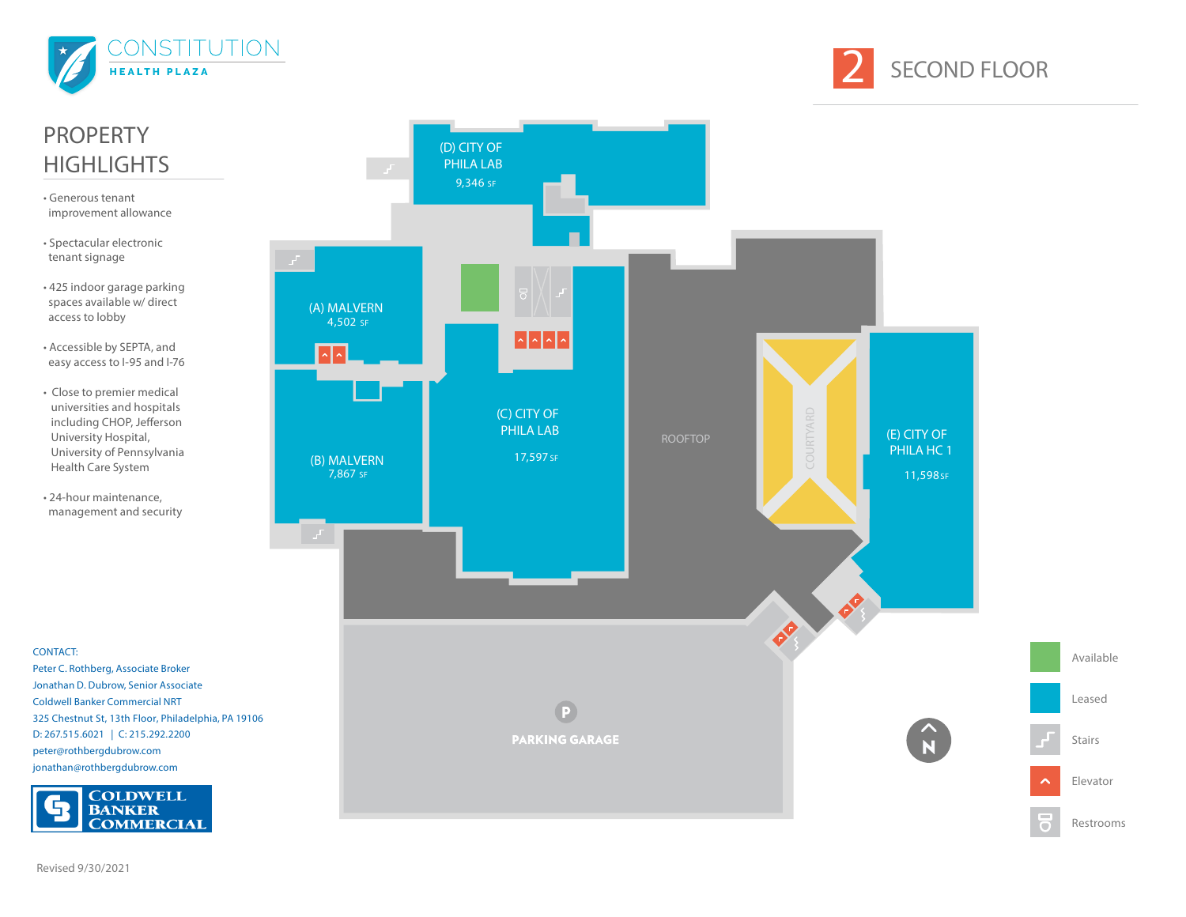# CONSTITUTION HEALTH PLAZA

# 2 SECOND FLOOR

## PROPERTY HIGHLIGHTS

- Generous tenant improvement allowance
- Spectacular electronic tenant signage
- 425 indoor garage parking spaces available w/ direct access to lobby
- Accessible by SEPTA, and easy access to I-95 and I-76
- Close to premier medical universities and hospitals including CHOP, Jefferson University Hospital, University of Pennsylvania Health Care System
- 24-hour maintenance, management and security

(D) CITY OF PHILA LAB 9,346 SF

(A) MALVERN 4,502 SF

(B) MALVERN 7,867 SF

(C) CITY OF PHILA LAB 17,597 SF

ROOFTOP

COURTYARD

(E) CITY OF PHILA HC 1 11,598 SF

PARKING GARAGE

N

- Available
- Leased
- Stairs
- Elevator
- Restrooms

CONTACT:
Peter C. Rothberg, Associate Broker
Jonathan D. Dubrow, Senior Associate
Coldwell Banker Commercial NRT
325 Chestnut St, 13th Floor, Philadelphia, PA 19106
D: 267.515.6021 | C: 215.292.2200
peter@rothbergdubrow.com
jonathan@rothbergdubrow.com

COLDWELL BANKER COMMERCIAL

Revised 9/30/2021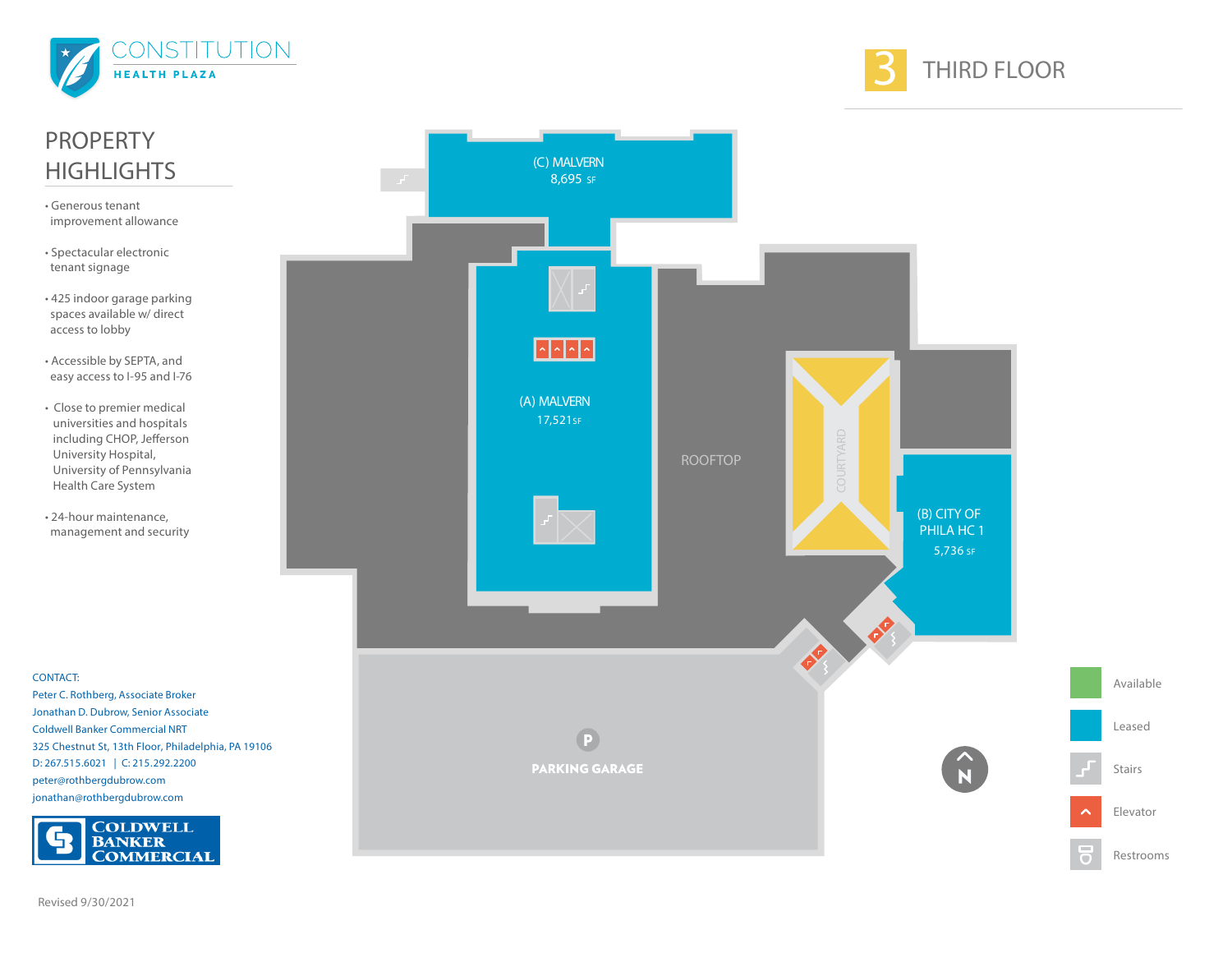# CONSTITUTION HEALTH PLAZA

## 3 THIRD FLOOR

## PROPERTY HIGHLIGHTS

- Generous tenant improvement allowance
- Spectacular electronic tenant signage
- 425 indoor garage parking spaces available w/ direct access to lobby
- Accessible by SEPTA, and easy access to I-95 and I-76
- Close to premier medical universities and hospitals including CHOP, Jefferson University Hospital, University of Pennsylvania Health Care System
- 24-hour maintenance, management and security

(C) MALVERN
8,695 SF

(A) MALVERN
17,521 SF

ROOFTOP

COURTYARD

(B) CITY OF PHILA HC 1
5,736 SF

PARKING GARAGE

N

- Available
- Leased
- Stairs
- Elevator
- Restrooms

CONTACT:
Peter C. Rothberg, Associate Broker
Jonathan D. Dubrow, Senior Associate
Coldwell Banker Commercial NRT
325 Chestnut St, 13th Floor, Philadelphia, PA 19106
D: 267.515.6021 | C: 215.292.2200
peter@rothbergdubrow.com
jonathan@rothbergdubrow.com

COLDWELL BANKER COMMERCIAL

Revised 9/30/2021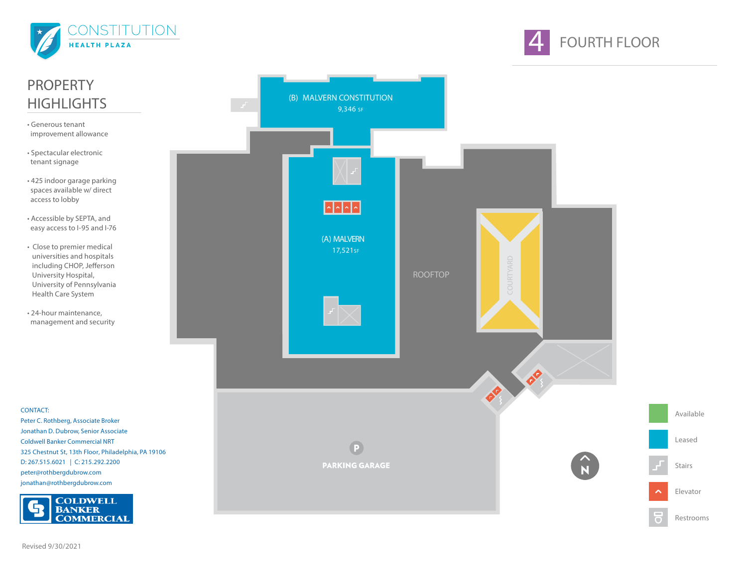# CONSTITUTION

HEALTH PLAZA

## 4 FOURTH FLOOR

## PROPERTY HIGHLIGHTS

- Generous tenant improvement allowance
- Spectacular electronic tenant signage
- 425 indoor garage parking spaces available w/ direct access to lobby
- Accessible by SEPTA, and easy access to I-95 and I-76
- Close to premier medical universities and hospitals including CHOP, Jefferson University Hospital, University of Pennsylvania Health Care System
- 24-hour maintenance, management and security

(B) MALVERN CONSTITUTION
9,346 SF

(A) MALVERN
17,521 SF

ROOFTOP

COURTYARD

PARKING GARAGE

- Available
- Leased
- Stairs
- Elevator
- Restrooms

CONTACT:
Peter C. Rothberg, Associate Broker
Jonathan D. Dubrow, Senior Associate
Coldwell Banker Commercial NRT
325 Chestnut St, 13th Floor, Philadelphia, PA 19106
D: 267.515.6021 | C: 215.292.2200
peter@rothbergdubrow.com
jonathan@rothbergdubrow.com

COLDWELL BANKER COMMERCIAL

Revised 9/30/2021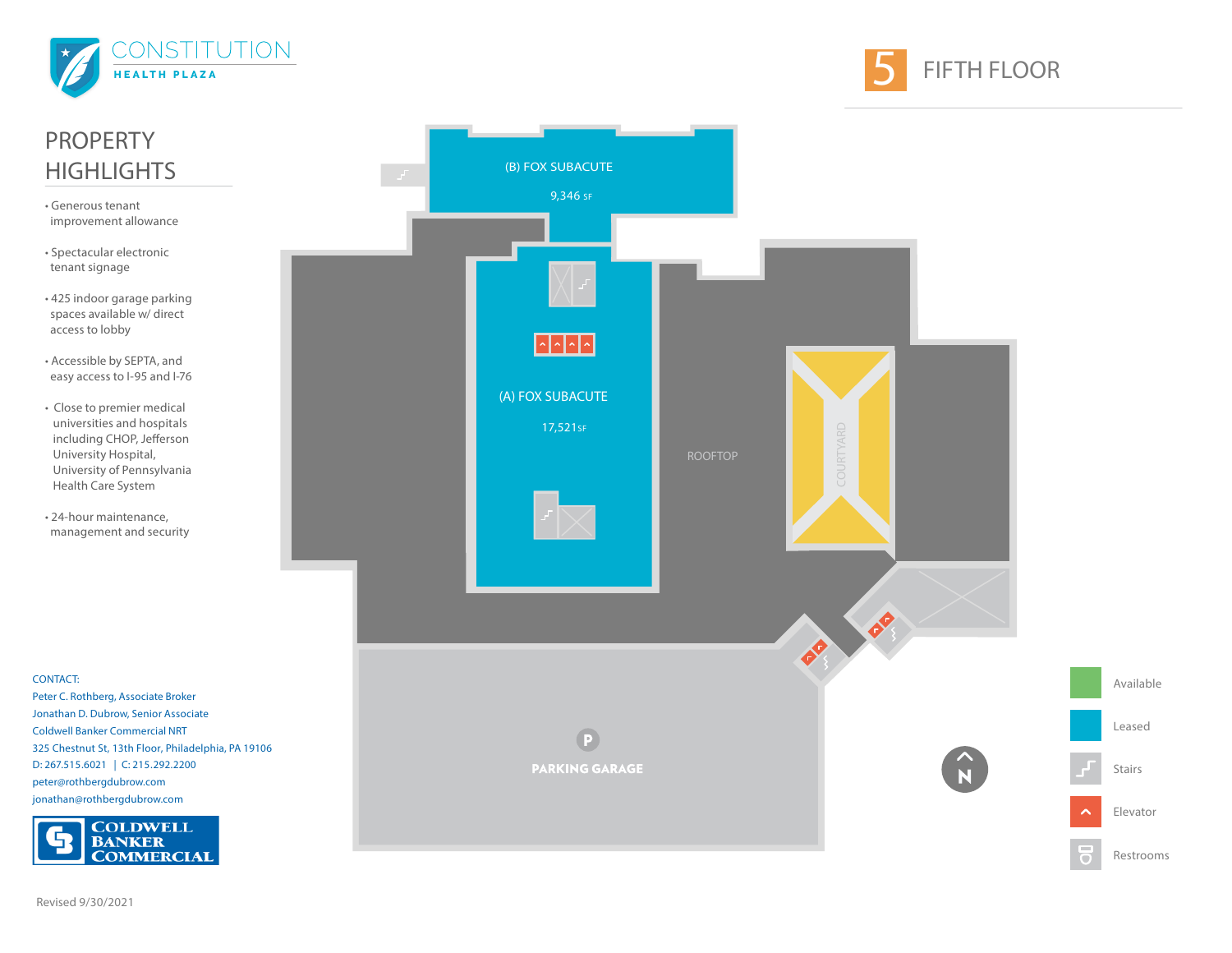CONSTITUTION
HEALTH PLAZA

# 5 FIFTH FLOOR

## PROPERTY HIGHLIGHTS

- Generous tenant improvement allowance
- Spectacular electronic tenant signage
- 425 indoor garage parking spaces available w/ direct access to lobby
- Accessible by SEPTA, and easy access to I-95 and I-76
- Close to premier medical universities and hospitals including CHOP, Jefferson University Hospital, University of Pennsylvania Health Care System
- 24-hour maintenance, management and security

(B) FOX SUBACUTE
9,346 SF

(A) FOX SUBACUTE
17,521 SF

ROOFTOP

COURTYARD

PARKING GARAGE

Available
Leased
Stairs
Elevator
Restrooms

CONTACT:
Peter C. Rothberg, Associate Broker
Jonathan D. Dubrow, Senior Associate
Coldwell Banker Commercial NRT
325 Chestnut St, 13th Floor, Philadelphia, PA 19106
D: 267.515.6021 | C: 215.292.2200
peter@rothbergdubrow.com
jonathan@rothbergdubrow.com

COLDWELL BANKER COMMERCIAL

Revised 9/30/2021